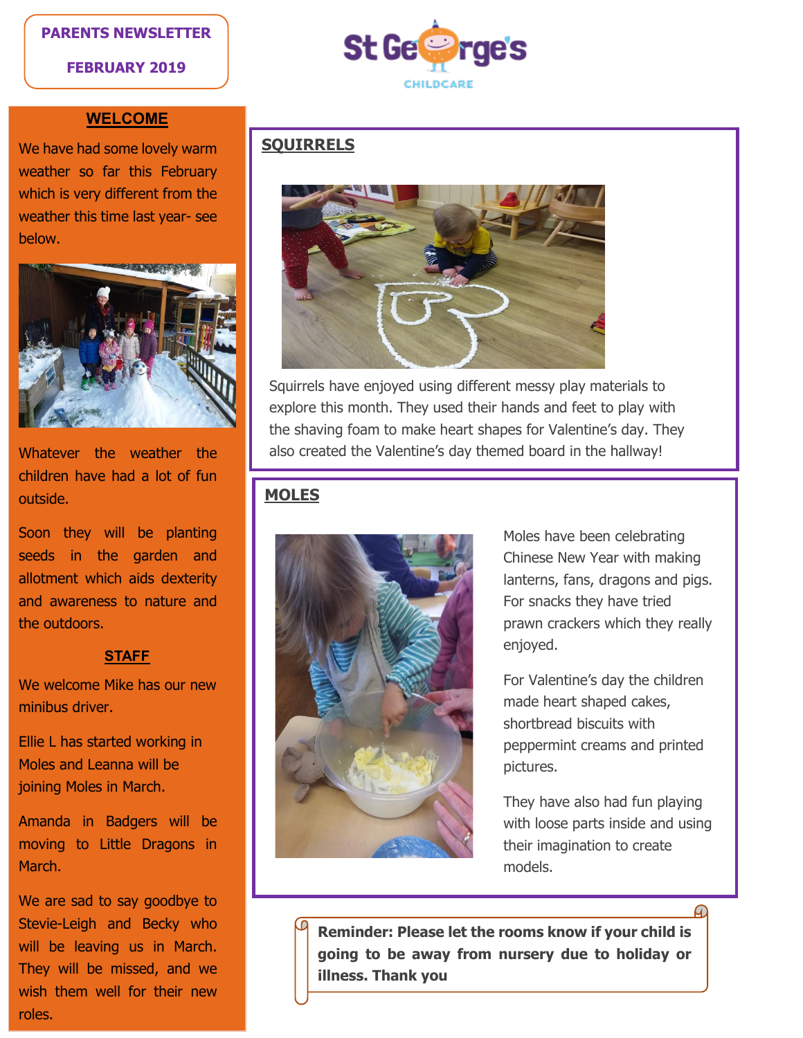# PARENTS NEWSLETTER

**FEBRUARY 2019**

St George's CHILDCARE

## WELCOME

We have had some lovely warm weather so far this February which is very different from the weather this time last year- see below.

Whatever the weather the children have had a lot of fun outside.

Soon they will be planting seeds in the garden and allotment which aids dexterity and awareness to nature and the outdoors.

## STAFF

We welcome Mike has our new minibus driver.

Ellie L has started working in Moles and Leanna will be joining Moles in March.

Amanda in Badgers will be moving to Little Dragons in March.

We are sad to say goodbye to Stevie-Leigh and Becky who will be leaving us in March. They will be missed, and we wish them well for their new roles.

## SQUIRRELS

Squirrels have enjoyed using different messy play materials to explore this month. They used their hands and feet to play with the shaving foam to make heart shapes for Valentine's day. They also created the Valentine's day themed board in the hallway!

## MOLES

Moles have been celebrating Chinese New Year with making lanterns, fans, dragons and pigs. For snacks they have tried prawn crackers which they really enjoyed.

For Valentine's day the children made heart shaped cakes, shortbread biscuits with peppermint creams and printed pictures.

They have also had fun playing with loose parts inside and using their imagination to create models.

**Reminder: Please let the rooms know if your child is going to be away from nursery due to holiday or illness. Thank you**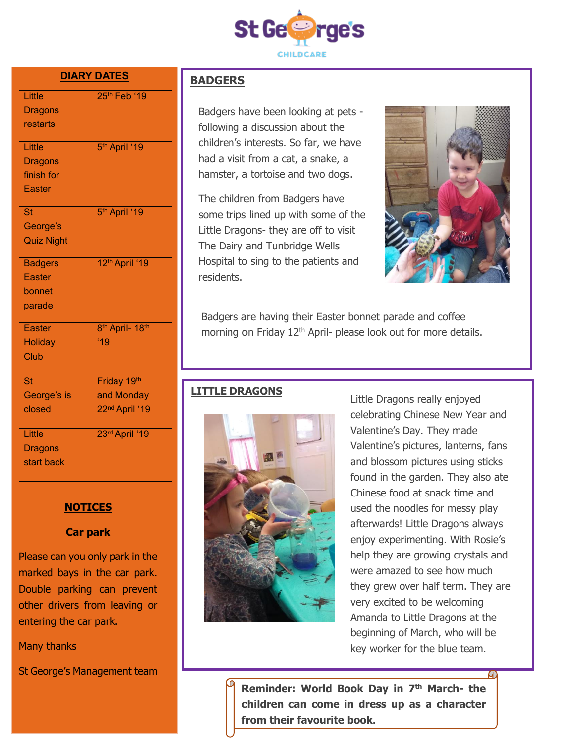St George's CHILDCARE

## DIARY DATES

| Event | Date |
|---|---|
| Little Dragons restarts | 25th Feb '19 |
| Little Dragons finish for Easter | 5th April '19 |
| St George's Quiz Night | 5th April '19 |
| Badgers Easter bonnet parade | 12th April '19 |
| Easter Holiday Club | 8th April- 18th '19 |
| St George's is closed | Friday 19th and Monday 22nd April '19 |
| Little Dragons start back | 23rd April '19 |

## NOTICES

**Car park**

Please can you only park in the marked bays in the car park. Double parking can prevent other drivers from leaving or entering the car park.

Many thanks

St George's Management team

## BADGERS

Badgers have been looking at pets - following a discussion about the children's interests. So far, we have had a visit from a cat, a snake, a hamster, a tortoise and two dogs.

The children from Badgers have some trips lined up with some of the Little Dragons- they are off to visit The Dairy and Tunbridge Wells Hospital to sing to the patients and residents.

Badgers are having their Easter bonnet parade and coffee morning on Friday 12th April- please look out for more details.

## LITTLE DRAGONS

Little Dragons really enjoyed celebrating Chinese New Year and Valentine's Day. They made Valentine's pictures, lanterns, fans and blossom pictures using sticks found in the garden. They also ate Chinese food at snack time and used the noodles for messy play afterwards! Little Dragons always enjoy experimenting. With Rosie's help they are growing crystals and were amazed to see how much they grew over half term. They are very excited to be welcoming Amanda to Little Dragons at the beginning of March, who will be key worker for the blue team.

**Reminder: World Book Day in 7th March- the children can come in dress up as a character from their favourite book.**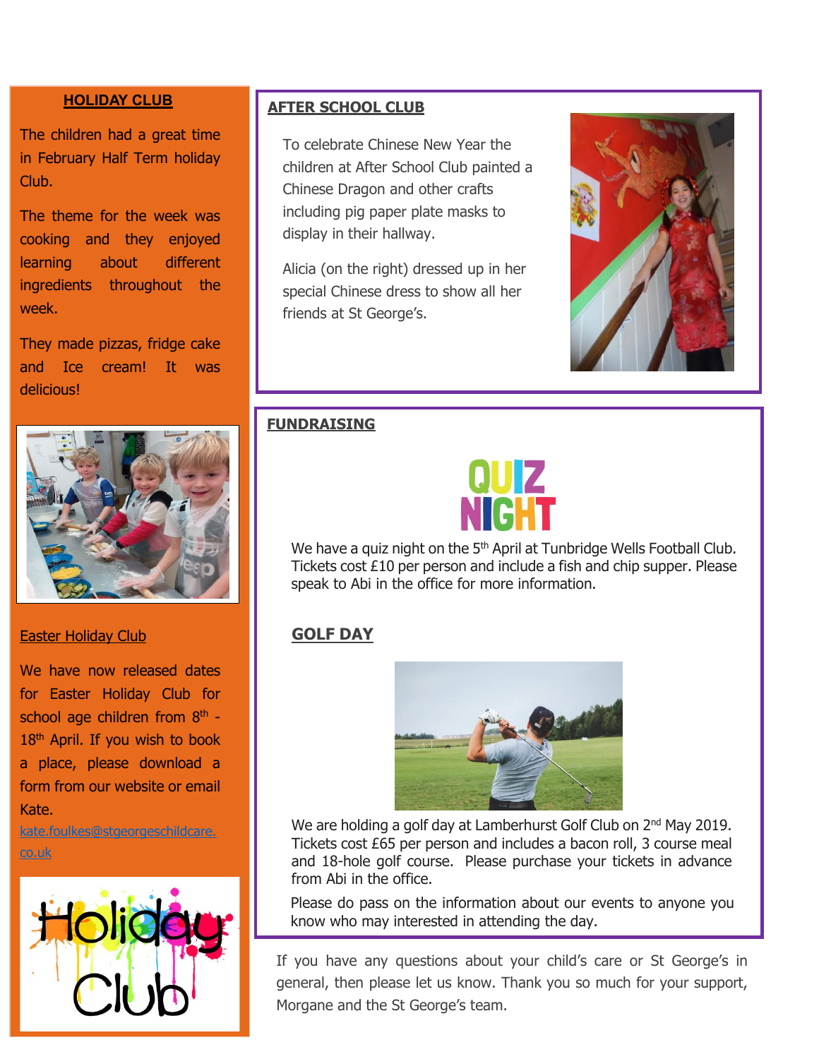## HOLIDAY CLUB

The children had a great time in February Half Term holiday Club.

The theme for the week was cooking and they enjoyed learning about different ingredients throughout the week.

They made pizzas, fridge cake and Ice cream! It was delicious!

### Easter Holiday Club

We have now released dates for Easter Holiday Club for school age children from 8th - 18th April. If you wish to book a place, please download a form from our website or email Kate.

kate.foulkes@stgeorgeschildcare.co.uk

Holiday Club

## AFTER SCHOOL CLUB

To celebrate Chinese New Year the children at After School Club painted a Chinese Dragon and other crafts including pig paper plate masks to display in their hallway.

Alicia (on the right) dressed up in her special Chinese dress to show all her friends at St George's.

## FUNDRAISING

QUIZ NIGHT

We have a quiz night on the 5th April at Tunbridge Wells Football Club. Tickets cost £10 per person and include a fish and chip supper. Please speak to Abi in the office for more information.

### GOLF DAY

We are holding a golf day at Lamberhurst Golf Club on 2nd May 2019. Tickets cost £65 per person and includes a bacon roll, 3 course meal and 18-hole golf course. Please purchase your tickets in advance from Abi in the office.

Please do pass on the information about our events to anyone you know who may interested in attending the day.

If you have any questions about your child's care or St George's in general, then please let us know. Thank you so much for your support, Morgane and the St George's team.